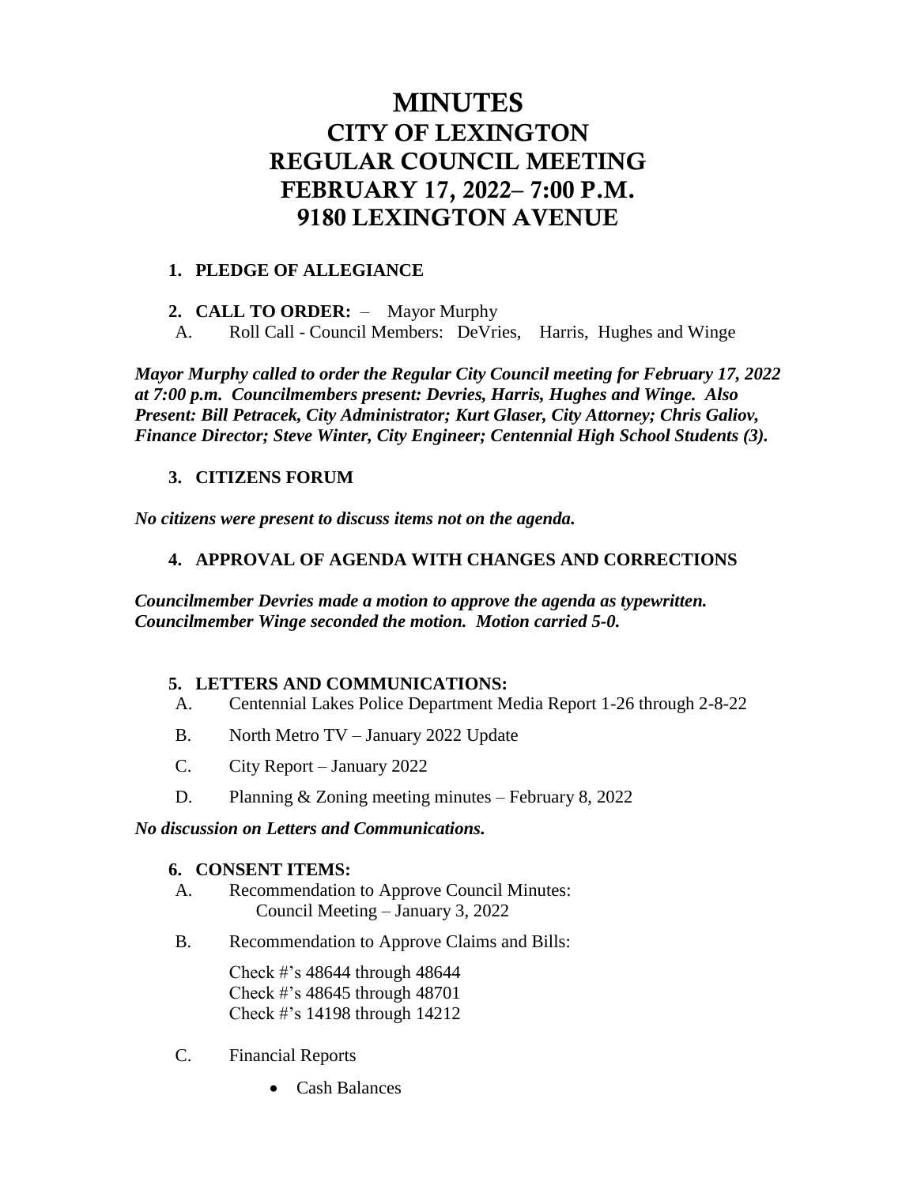# MINUTES
# CITY OF LEXINGTON
# REGULAR COUNCIL MEETING
# FEBRUARY 17, 2022– 7:00 P.M.
# 9180 LEXINGTON AVENUE

**1. PLEDGE OF ALLEGIANCE**

**2. CALL TO ORDER:** – Mayor Murphy

A. Roll Call - Council Members: DeVries, Harris, Hughes and Winge

***Mayor Murphy called to order the Regular City Council meeting for February 17, 2022 at 7:00 p.m. Councilmembers present: Devries, Harris, Hughes and Winge. Also Present: Bill Petracek, City Administrator; Kurt Glaser, City Attorney; Chris Galiov, Finance Director; Steve Winter, City Engineer; Centennial High School Students (3).***

**3. CITIZENS FORUM**

***No citizens were present to discuss items not on the agenda.***

**4. APPROVAL OF AGENDA WITH CHANGES AND CORRECTIONS**

***Councilmember Devries made a motion to approve the agenda as typewritten. Councilmember Winge seconded the motion. Motion carried 5-0.***

**5. LETTERS AND COMMUNICATIONS:**

A. Centennial Lakes Police Department Media Report 1-26 through 2-8-22

B. North Metro TV – January 2022 Update

C. City Report – January 2022

D. Planning & Zoning meeting minutes – February 8, 2022

***No discussion on Letters and Communications.***

**6. CONSENT ITEMS:**

A. Recommendation to Approve Council Minutes:
Council Meeting – January 3, 2022

B. Recommendation to Approve Claims and Bills:

Check #'s 48644 through 48644
Check #'s 48645 through 48701
Check #'s 14198 through 14212

C. Financial Reports

- Cash Balances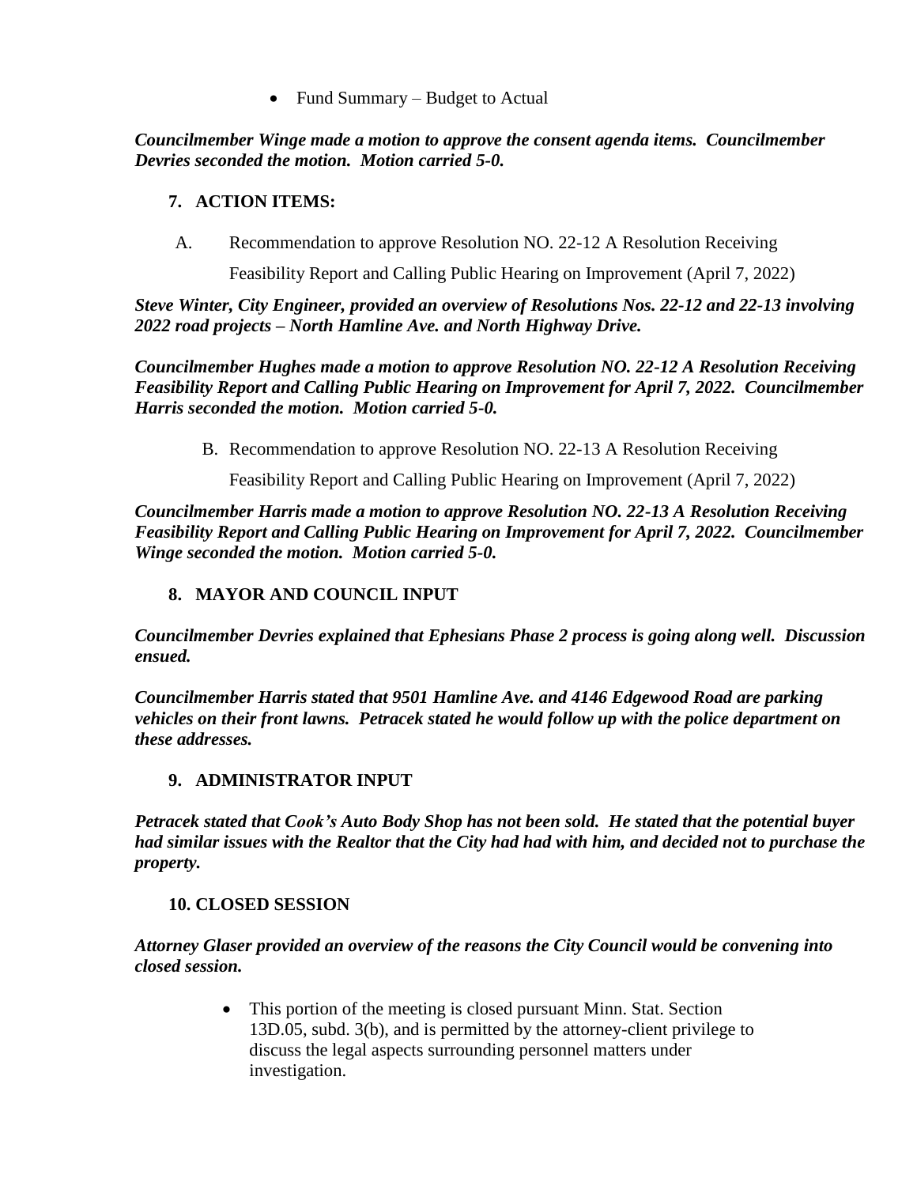- Fund Summary – Budget to Actual

***Councilmember Winge made a motion to approve the consent agenda items. Councilmember Devries seconded the motion. Motion carried 5-0.***

**7. ACTION ITEMS:**

A. Recommendation to approve Resolution NO. 22-12 A Resolution Receiving Feasibility Report and Calling Public Hearing on Improvement (April 7, 2022)

***Steve Winter, City Engineer, provided an overview of Resolutions Nos. 22-12 and 22-13 involving 2022 road projects – North Hamline Ave. and North Highway Drive.***

***Councilmember Hughes made a motion to approve Resolution NO. 22-12 A Resolution Receiving Feasibility Report and Calling Public Hearing on Improvement for April 7, 2022. Councilmember Harris seconded the motion. Motion carried 5-0.***

B. Recommendation to approve Resolution NO. 22-13 A Resolution Receiving Feasibility Report and Calling Public Hearing on Improvement (April 7, 2022)

***Councilmember Harris made a motion to approve Resolution NO. 22-13 A Resolution Receiving Feasibility Report and Calling Public Hearing on Improvement for April 7, 2022. Councilmember Winge seconded the motion. Motion carried 5-0.***

**8. MAYOR AND COUNCIL INPUT**

***Councilmember Devries explained that Ephesians Phase 2 process is going along well. Discussion ensued.***

***Councilmember Harris stated that 9501 Hamline Ave. and 4146 Edgewood Road are parking vehicles on their front lawns. Petracek stated he would follow up with the police department on these addresses.***

**9. ADMINISTRATOR INPUT**

***Petracek stated that Cook's Auto Body Shop has not been sold. He stated that the potential buyer had similar issues with the Realtor that the City had had with him, and decided not to purchase the property.***

**10. CLOSED SESSION**

***Attorney Glaser provided an overview of the reasons the City Council would be convening into closed session.***

- This portion of the meeting is closed pursuant Minn. Stat. Section 13D.05, subd. 3(b), and is permitted by the attorney-client privilege to discuss the legal aspects surrounding personnel matters under investigation.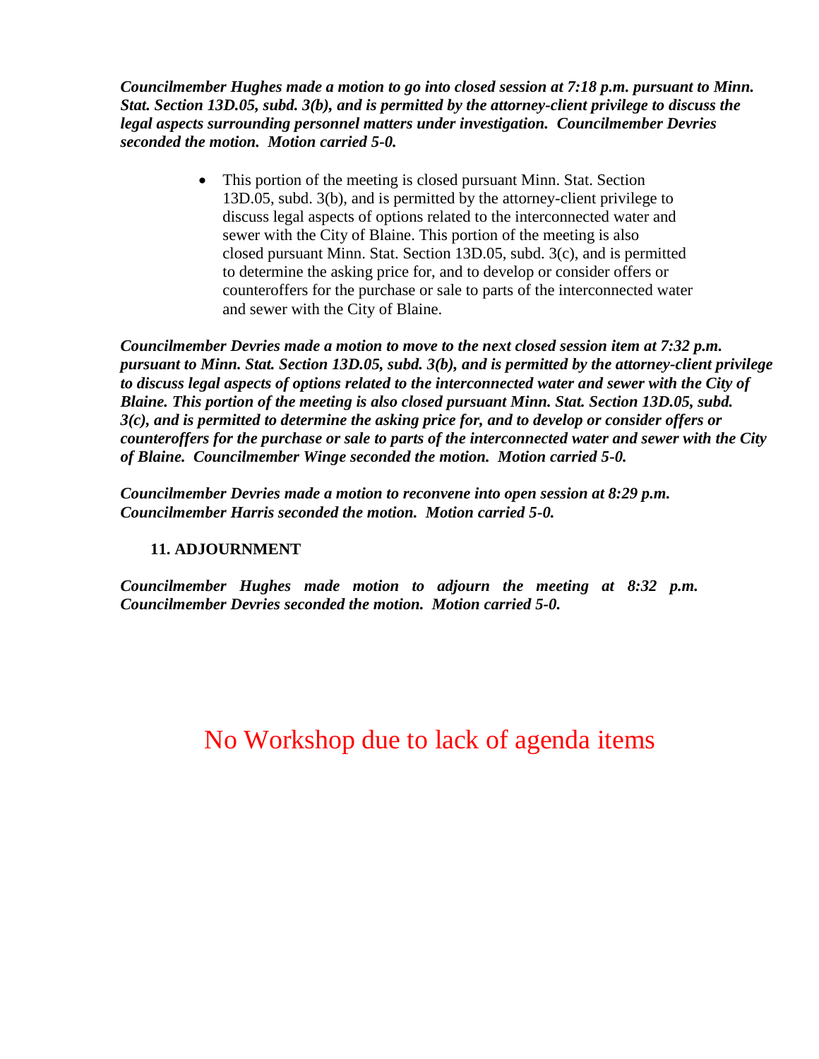***Councilmember Hughes made a motion to go into closed session at 7:18 p.m. pursuant to Minn. Stat. Section 13D.05, subd. 3(b), and is permitted by the attorney-client privilege to discuss the legal aspects surrounding personnel matters under investigation. Councilmember Devries seconded the motion. Motion carried 5-0.***

- This portion of the meeting is closed pursuant Minn. Stat. Section 13D.05, subd. 3(b), and is permitted by the attorney-client privilege to discuss legal aspects of options related to the interconnected water and sewer with the City of Blaine. This portion of the meeting is also closed pursuant Minn. Stat. Section 13D.05, subd. 3(c), and is permitted to determine the asking price for, and to develop or consider offers or counteroffers for the purchase or sale to parts of the interconnected water and sewer with the City of Blaine.

***Councilmember Devries made a motion to move to the next closed session item at 7:32 p.m. pursuant to Minn. Stat. Section 13D.05, subd. 3(b), and is permitted by the attorney-client privilege to discuss legal aspects of options related to the interconnected water and sewer with the City of Blaine. This portion of the meeting is also closed pursuant Minn. Stat. Section 13D.05, subd. 3(c), and is permitted to determine the asking price for, and to develop or consider offers or counteroffers for the purchase or sale to parts of the interconnected water and sewer with the City of Blaine. Councilmember Winge seconded the motion. Motion carried 5-0.***

***Councilmember Devries made a motion to reconvene into open session at 8:29 p.m. Councilmember Harris seconded the motion. Motion carried 5-0.***

**11. ADJOURNMENT**

***Councilmember Hughes made motion to adjourn the meeting at 8:32 p.m. Councilmember Devries seconded the motion. Motion carried 5-0.***

No Workshop due to lack of agenda items